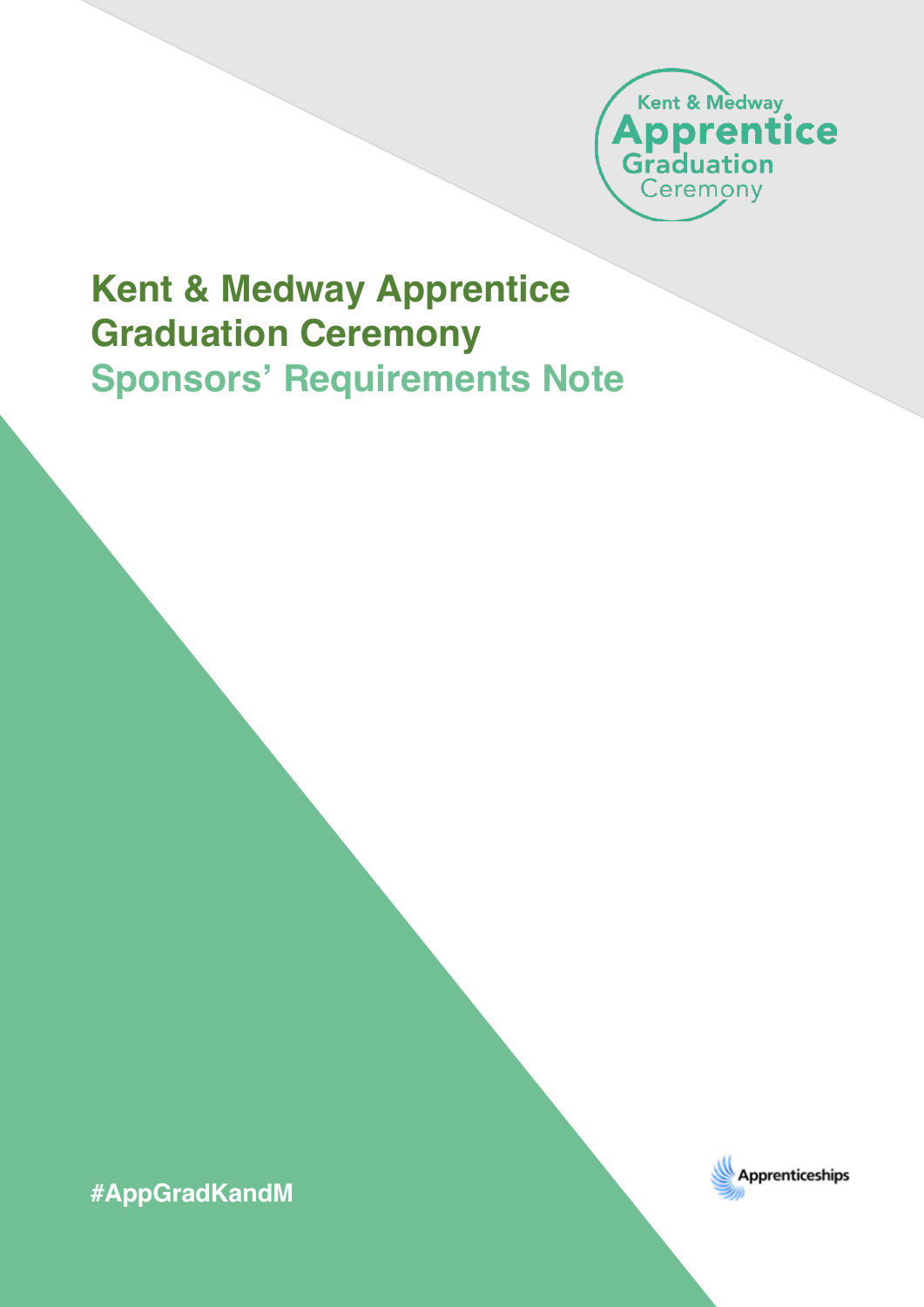# Kent & Medway Apprentice Graduation Ceremony

## Sponsors' Requirements Note

#AppGradKandM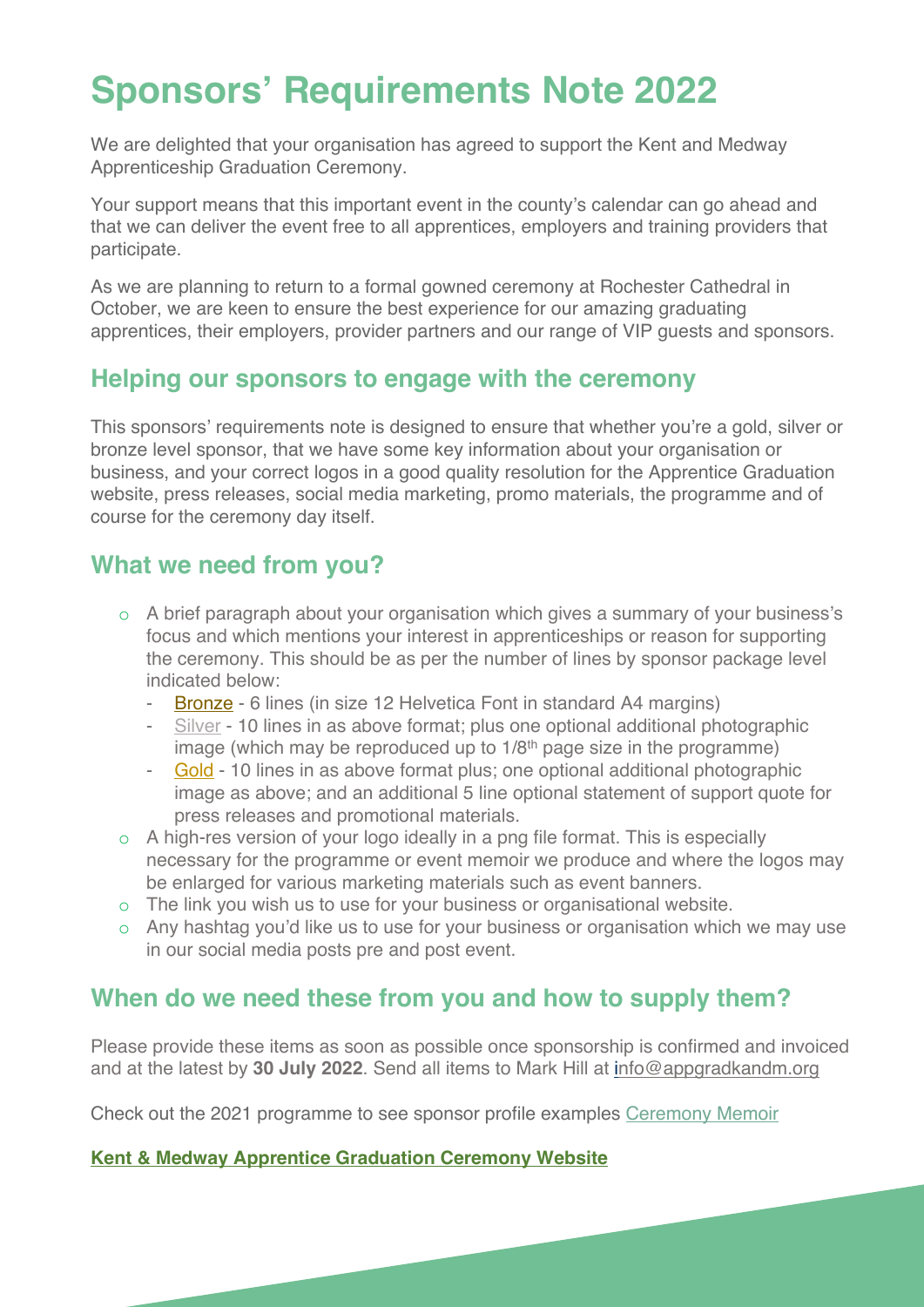# Sponsors' Requirements Note 2022

We are delighted that your organisation has agreed to support the Kent and Medway Apprenticeship Graduation Ceremony.

Your support means that this important event in the county's calendar can go ahead and that we can deliver the event free to all apprentices, employers and training providers that participate.

As we are planning to return to a formal gowned ceremony at Rochester Cathedral in October, we are keen to ensure the best experience for our amazing graduating apprentices, their employers, provider partners and our range of VIP guests and sponsors.

## Helping our sponsors to engage with the ceremony

This sponsors' requirements note is designed to ensure that whether you're a gold, silver or bronze level sponsor, that we have some key information about your organisation or business, and your correct logos in a good quality resolution for the Apprentice Graduation website, press releases, social media marketing, promo materials, the programme and of course for the ceremony day itself.

## What we need from you?

- A brief paragraph about your organisation which gives a summary of your business's focus and which mentions your interest in apprenticeships or reason for supporting the ceremony. This should be as per the number of lines by sponsor package level indicated below:
  - Bronze - 6 lines (in size 12 Helvetica Font in standard A4 margins)
  - Silver - 10 lines in as above format; plus one optional additional photographic image (which may be reproduced up to 1/8th page size in the programme)
  - Gold - 10 lines in as above format plus; one optional additional photographic image as above; and an additional 5 line optional statement of support quote for press releases and promotional materials.
- A high-res version of your logo ideally in a png file format. This is especially necessary for the programme or event memoir we produce and where the logos may be enlarged for various marketing materials such as event banners.
- The link you wish us to use for your business or organisational website.
- Any hashtag you'd like us to use for your business or organisation which we may use in our social media posts pre and post event.

## When do we need these from you and how to supply them?

Please provide these items as soon as possible once sponsorship is confirmed and invoiced and at the latest by **30 July 2022**. Send all items to Mark Hill at info@appgradkandm.org

Check out the 2021 programme to see sponsor profile examples Ceremony Memoir

**Kent & Medway Apprentice Graduation Ceremony Website**